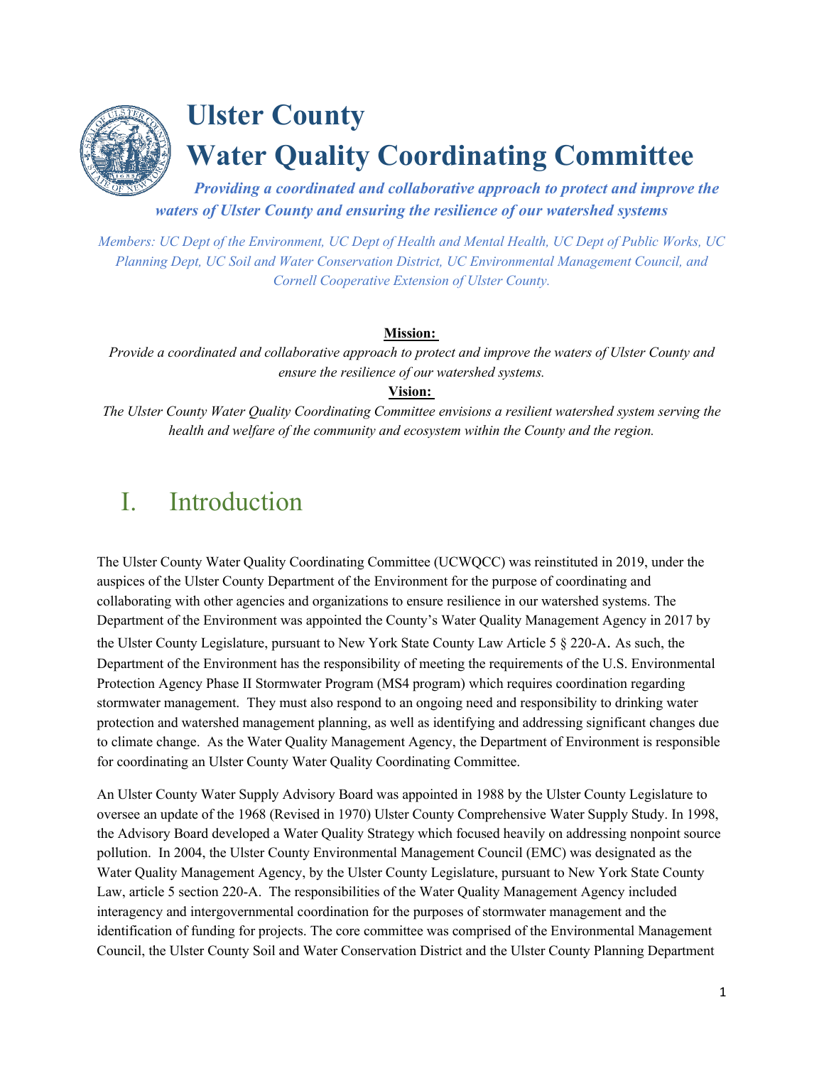# Ulster County
# Water Quality Coordinating Committee

***Providing a coordinated and collaborative approach to protect and improve the waters of Ulster County and ensuring the resilience of our watershed systems***

*Members: UC Dept of the Environment, UC Dept of Health and Mental Health, UC Dept of Public Works, UC Planning Dept, UC Soil and Water Conservation District, UC Environmental Management Council, and Cornell Cooperative Extension of Ulster County.*

**Mission:**

*Provide a coordinated and collaborative approach to protect and improve the waters of Ulster County and ensure the resilience of our watershed systems.*

**Vision:**

*The Ulster County Water Quality Coordinating Committee envisions a resilient watershed system serving the health and welfare of the community and ecosystem within the County and the region.*

## I. Introduction

The Ulster County Water Quality Coordinating Committee (UCWQCC) was reinstituted in 2019, under the auspices of the Ulster County Department of the Environment for the purpose of coordinating and collaborating with other agencies and organizations to ensure resilience in our watershed systems. The Department of the Environment was appointed the County's Water Quality Management Agency in 2017 by the Ulster County Legislature, pursuant to New York State County Law Article 5 § 220-A. As such, the Department of the Environment has the responsibility of meeting the requirements of the U.S. Environmental Protection Agency Phase II Stormwater Program (MS4 program) which requires coordination regarding stormwater management. They must also respond to an ongoing need and responsibility to drinking water protection and watershed management planning, as well as identifying and addressing significant changes due to climate change. As the Water Quality Management Agency, the Department of Environment is responsible for coordinating an Ulster County Water Quality Coordinating Committee.

An Ulster County Water Supply Advisory Board was appointed in 1988 by the Ulster County Legislature to oversee an update of the 1968 (Revised in 1970) Ulster County Comprehensive Water Supply Study. In 1998, the Advisory Board developed a Water Quality Strategy which focused heavily on addressing nonpoint source pollution. In 2004, the Ulster County Environmental Management Council (EMC) was designated as the Water Quality Management Agency, by the Ulster County Legislature, pursuant to New York State County Law, article 5 section 220-A. The responsibilities of the Water Quality Management Agency included interagency and intergovernmental coordination for the purposes of stormwater management and the identification of funding for projects. The core committee was comprised of the Environmental Management Council, the Ulster County Soil and Water Conservation District and the Ulster County Planning Department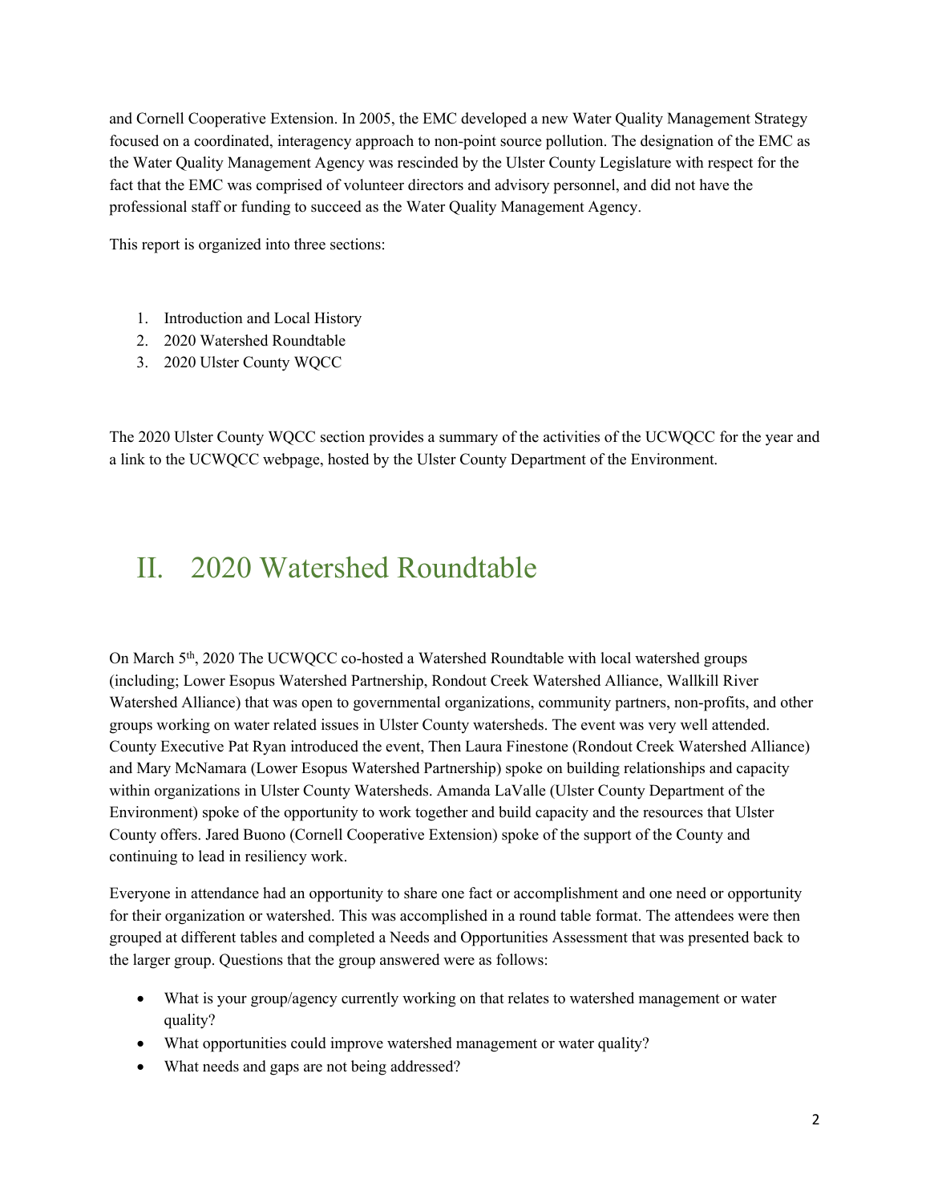and Cornell Cooperative Extension. In 2005, the EMC developed a new Water Quality Management Strategy focused on a coordinated, interagency approach to non-point source pollution. The designation of the EMC as the Water Quality Management Agency was rescinded by the Ulster County Legislature with respect for the fact that the EMC was comprised of volunteer directors and advisory personnel, and did not have the professional staff or funding to succeed as the Water Quality Management Agency.

This report is organized into three sections:

1. Introduction and Local History
2. 2020 Watershed Roundtable
3. 2020 Ulster County WQCC

The 2020 Ulster County WQCC section provides a summary of the activities of the UCWQCC for the year and a link to the UCWQCC webpage, hosted by the Ulster County Department of the Environment.

# II. 2020 Watershed Roundtable

On March 5th, 2020 The UCWQCC co-hosted a Watershed Roundtable with local watershed groups (including; Lower Esopus Watershed Partnership, Rondout Creek Watershed Alliance, Wallkill River Watershed Alliance) that was open to governmental organizations, community partners, non-profits, and other groups working on water related issues in Ulster County watersheds. The event was very well attended. County Executive Pat Ryan introduced the event, Then Laura Finestone (Rondout Creek Watershed Alliance) and Mary McNamara (Lower Esopus Watershed Partnership) spoke on building relationships and capacity within organizations in Ulster County Watersheds. Amanda LaValle (Ulster County Department of the Environment) spoke of the opportunity to work together and build capacity and the resources that Ulster County offers. Jared Buono (Cornell Cooperative Extension) spoke of the support of the County and continuing to lead in resiliency work.

Everyone in attendance had an opportunity to share one fact or accomplishment and one need or opportunity for their organization or watershed. This was accomplished in a round table format. The attendees were then grouped at different tables and completed a Needs and Opportunities Assessment that was presented back to the larger group. Questions that the group answered were as follows:

- What is your group/agency currently working on that relates to watershed management or water quality?
- What opportunities could improve watershed management or water quality?
- What needs and gaps are not being addressed?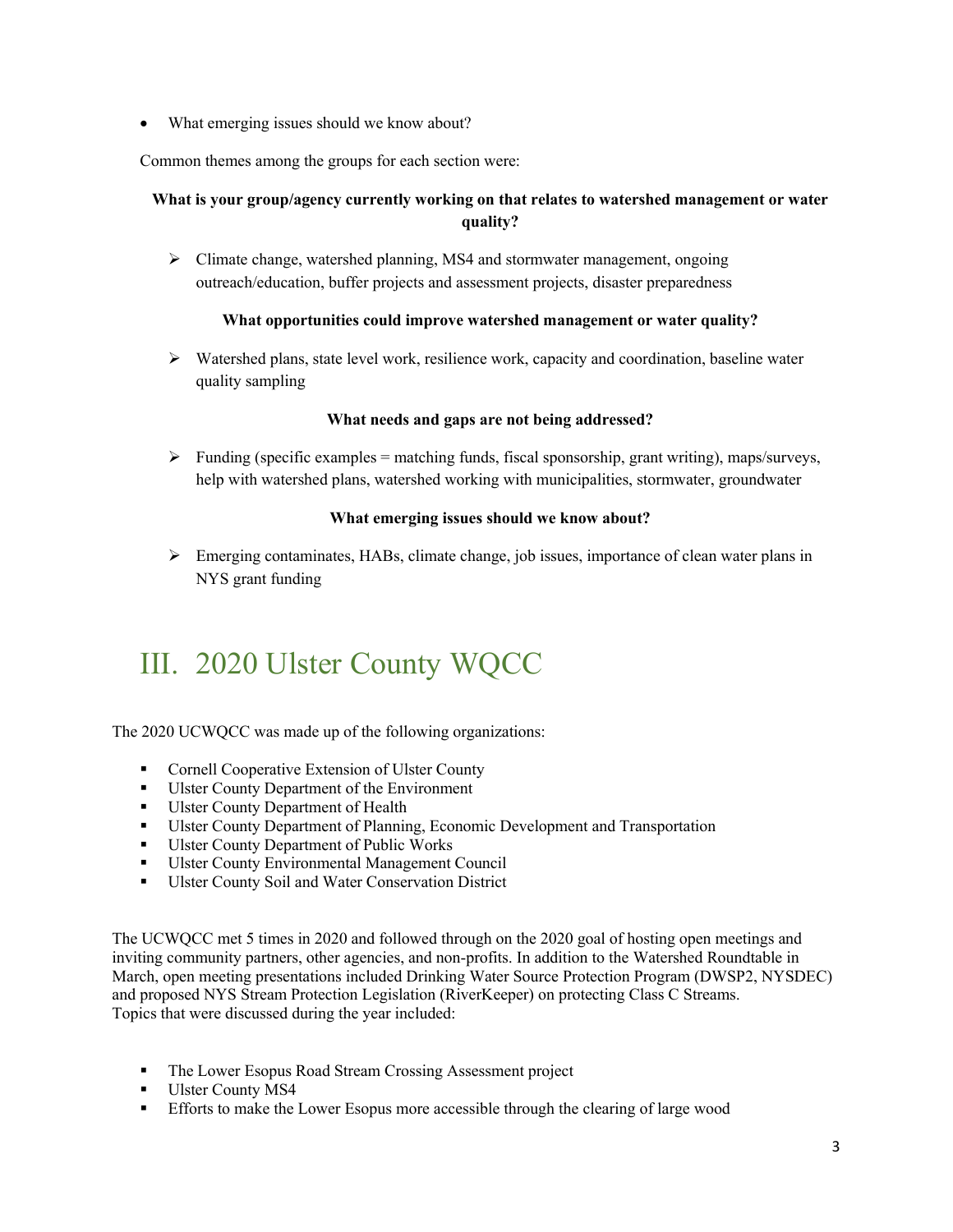- What emerging issues should we know about?

Common themes among the groups for each section were:

**What is your group/agency currently working on that relates to watershed management or water quality?**

- Climate change, watershed planning, MS4 and stormwater management, ongoing outreach/education, buffer projects and assessment projects, disaster preparedness

**What opportunities could improve watershed management or water quality?**

- Watershed plans, state level work, resilience work, capacity and coordination, baseline water quality sampling

**What needs and gaps are not being addressed?**

- Funding (specific examples = matching funds, fiscal sponsorship, grant writing), maps/surveys, help with watershed plans, watershed working with municipalities, stormwater, groundwater

**What emerging issues should we know about?**

- Emerging contaminates, HABs, climate change, job issues, importance of clean water plans in NYS grant funding

# III. 2020 Ulster County WQCC

The 2020 UCWQCC was made up of the following organizations:

- Cornell Cooperative Extension of Ulster County
- Ulster County Department of the Environment
- Ulster County Department of Health
- Ulster County Department of Planning, Economic Development and Transportation
- Ulster County Department of Public Works
- Ulster County Environmental Management Council
- Ulster County Soil and Water Conservation District

The UCWQCC met 5 times in 2020 and followed through on the 2020 goal of hosting open meetings and inviting community partners, other agencies, and non-profits. In addition to the Watershed Roundtable in March, open meeting presentations included Drinking Water Source Protection Program (DWSP2, NYSDEC) and proposed NYS Stream Protection Legislation (RiverKeeper) on protecting Class C Streams. Topics that were discussed during the year included:

- The Lower Esopus Road Stream Crossing Assessment project
- Ulster County MS4
- Efforts to make the Lower Esopus more accessible through the clearing of large wood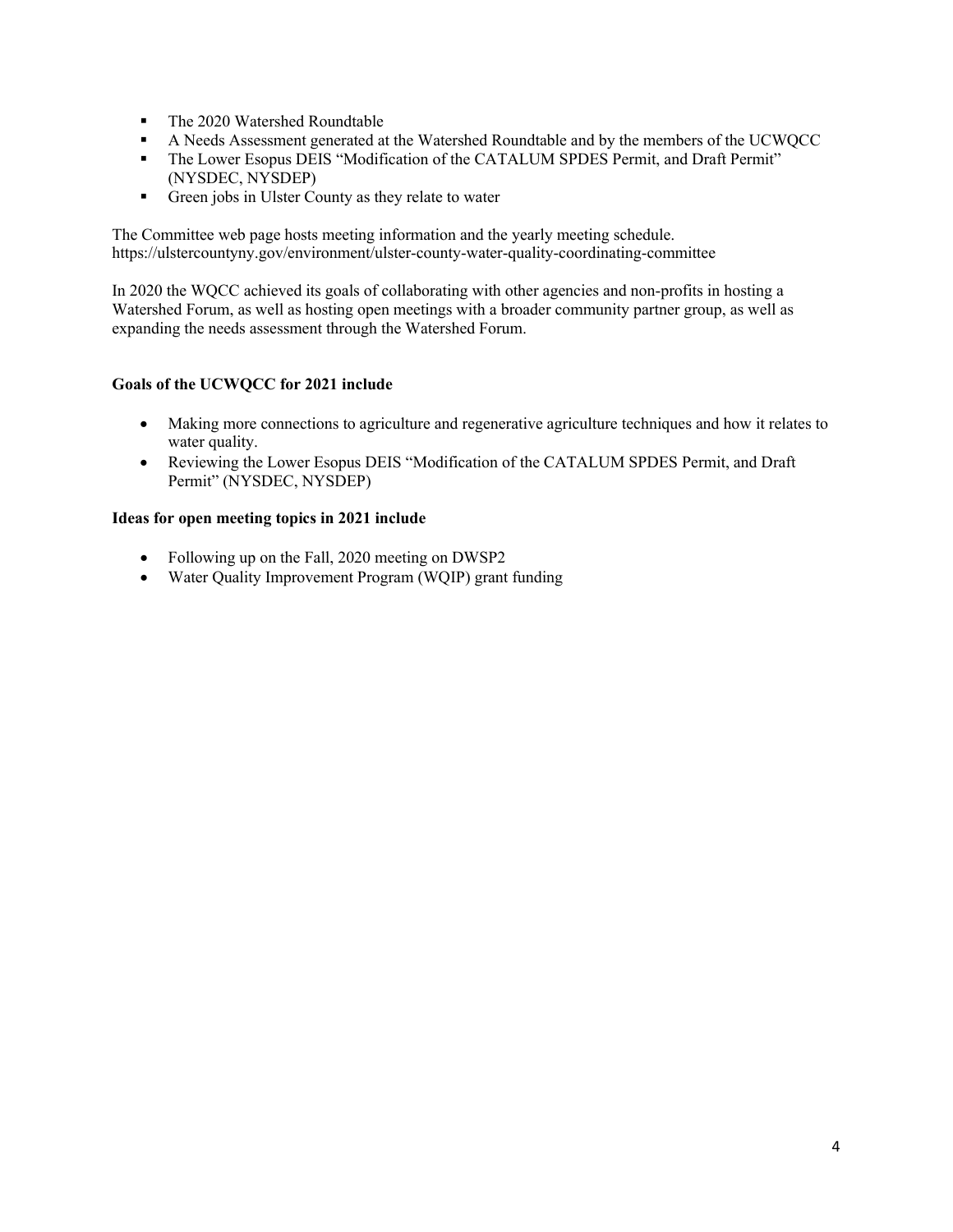- The 2020 Watershed Roundtable
- A Needs Assessment generated at the Watershed Roundtable and by the members of the UCWQCC
- The Lower Esopus DEIS "Modification of the CATALUM SPDES Permit, and Draft Permit" (NYSDEC, NYSDEP)
- Green jobs in Ulster County as they relate to water

The Committee web page hosts meeting information and the yearly meeting schedule.
https://ulstercountyny.gov/environment/ulster-county-water-quality-coordinating-committee

In 2020 the WQCC achieved its goals of collaborating with other agencies and non-profits in hosting a Watershed Forum, as well as hosting open meetings with a broader community partner group, as well as expanding the needs assessment through the Watershed Forum.

**Goals of the UCWQCC for 2021 include**

- Making more connections to agriculture and regenerative agriculture techniques and how it relates to water quality.
- Reviewing the Lower Esopus DEIS "Modification of the CATALUM SPDES Permit, and Draft Permit" (NYSDEC, NYSDEP)

**Ideas for open meeting topics in 2021 include**

- Following up on the Fall, 2020 meeting on DWSP2
- Water Quality Improvement Program (WQIP) grant funding